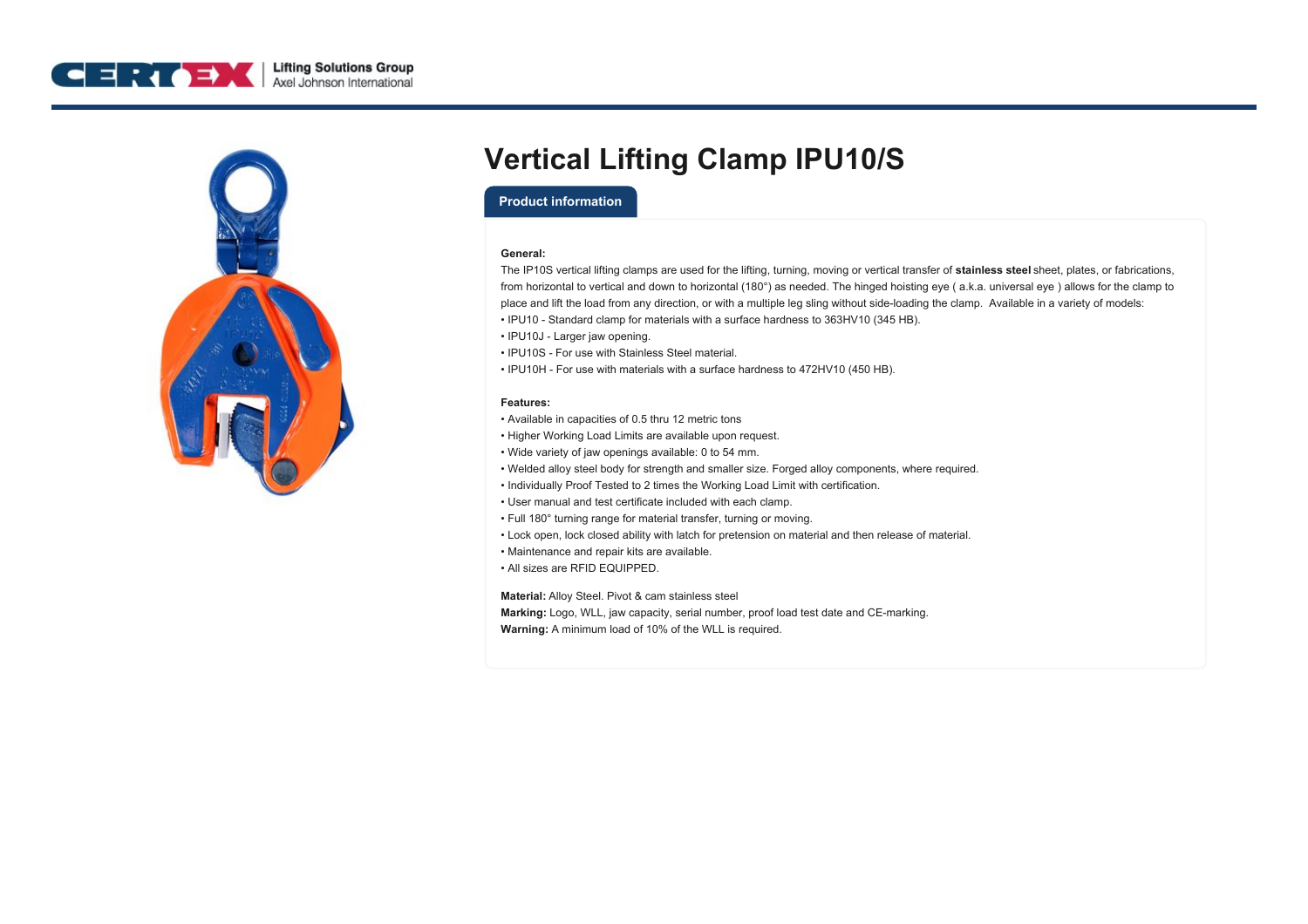# Vertical Lifting Clamp IPU10/S

## Product information

**General:**

The IP10S vertical lifting clamps are used for the lifting, turning, moving or vertical transfer of **stainless steel** sheet, plates, or fabrications, from horizontal to vertical and down to horizontal (180°) as needed. The hinged hoisting eye ( a.k.a. universal eye ) allows for the clamp to place and lift the load from any direction, or with a multiple leg sling without side-loading the clamp. Available in a variety of models:

- IPU10 - Standard clamp for materials with a surface hardness to 363HV10 (345 HB).
- IPU10J - Larger jaw opening.
- IPU10S - For use with Stainless Steel material.
- IPU10H - For use with materials with a surface hardness to 472HV10 (450 HB).

**Features:**

- Available in capacities of 0.5 thru 12 metric tons
- Higher Working Load Limits are available upon request.
- Wide variety of jaw openings available: 0 to 54 mm.
- Welded alloy steel body for strength and smaller size. Forged alloy components, where required.
- Individually Proof Tested to 2 times the Working Load Limit with certification.
- User manual and test certificate included with each clamp.
- Full 180° turning range for material transfer, turning or moving.
- Lock open, lock closed ability with latch for pretension on material and then release of material.
- Maintenance and repair kits are available.
- All sizes are RFID EQUIPPED.

**Material:** Alloy Steel. Pivot & cam stainless steel
**Marking:** Logo, WLL, jaw capacity, serial number, proof load test date and CE-marking.
**Warning:** A minimum load of 10% of the WLL is required.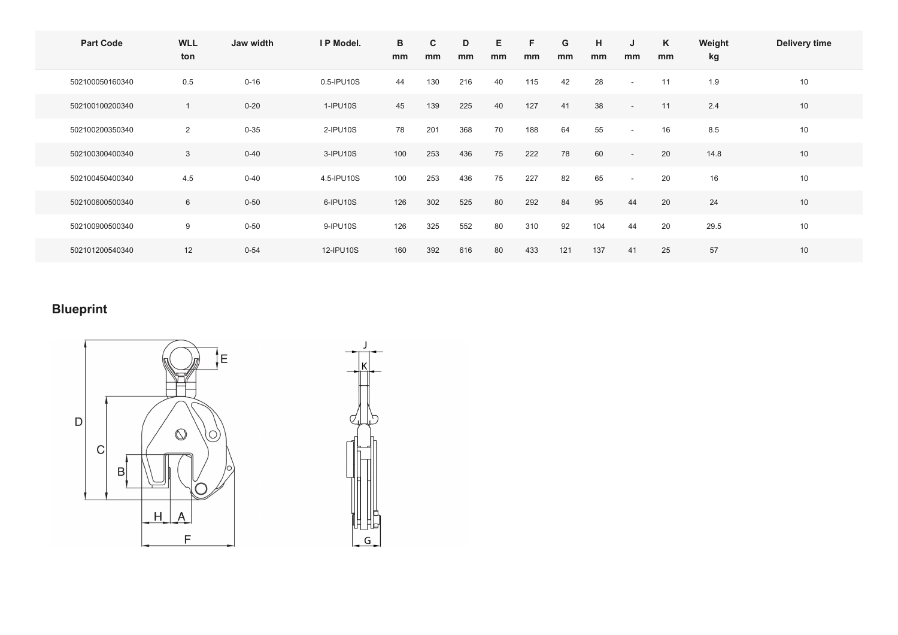| Part Code | WLL ton | Jaw width | I P Model. | B mm | C mm | D mm | E mm | F mm | G mm | H mm | J mm | K mm | Weight kg | Delivery time |
|---|---|---|---|---|---|---|---|---|---|---|---|---|---|---|
| 502100050160340 | 0.5 | 0-16 | 0.5-IPU10S | 44 | 130 | 216 | 40 | 115 | 42 | 28 | - | 11 | 1.9 | 10 |
| 502100100200340 | 1 | 0-20 | 1-IPU10S | 45 | 139 | 225 | 40 | 127 | 41 | 38 | - | 11 | 2.4 | 10 |
| 502100200350340 | 2 | 0-35 | 2-IPU10S | 78 | 201 | 368 | 70 | 188 | 64 | 55 | - | 16 | 8.5 | 10 |
| 502100300400340 | 3 | 0-40 | 3-IPU10S | 100 | 253 | 436 | 75 | 222 | 78 | 60 | - | 20 | 14.8 | 10 |
| 502100450400340 | 4.5 | 0-40 | 4.5-IPU10S | 100 | 253 | 436 | 75 | 227 | 82 | 65 | - | 20 | 16 | 10 |
| 502100600500340 | 6 | 0-50 | 6-IPU10S | 126 | 302 | 525 | 80 | 292 | 84 | 95 | 44 | 20 | 24 | 10 |
| 502100900500340 | 9 | 0-50 | 9-IPU10S | 126 | 325 | 552 | 80 | 310 | 92 | 104 | 44 | 20 | 29.5 | 10 |
| 502101200540340 | 12 | 0-54 | 12-IPU10S | 160 | 392 | 616 | 80 | 433 | 121 | 137 | 41 | 25 | 57 | 10 |

## Blueprint

E

D

C

B

H A

F

J

K

G